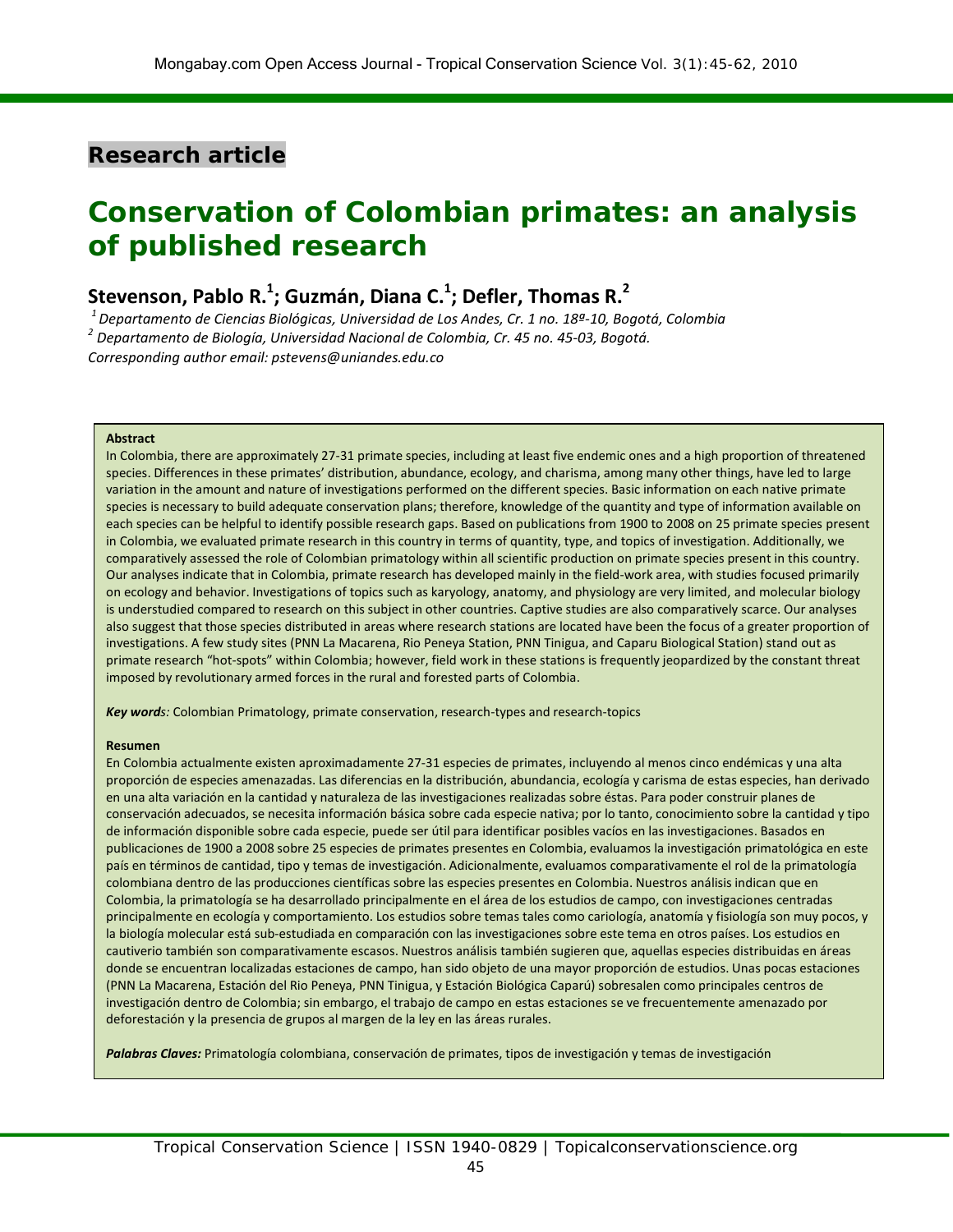**Research article**

# Conservation of Colombian primates: an analysis of published research

## Stevenson, Pablo R.[1]; Guzmán, Diana C.[1]; Defler, Thomas R.[2]

*[1] Departamento de Ciencias Biológicas, Universidad de Los Andes, Cr. 1 no. 18ª-10, Bogotá, Colombia*
*[2] Departamento de Biología, Universidad Nacional de Colombia, Cr. 45 no. 45-03, Bogotá.*
*Corresponding author email: pstevens@uniandes.edu.co*

**Abstract**

In Colombia, there are approximately 27-31 primate species, including at least five endemic ones and a high proportion of threatened species. Differences in these primates' distribution, abundance, ecology, and charisma, among many other things, have led to large variation in the amount and nature of investigations performed on the different species. Basic information on each native primate species is necessary to build adequate conservation plans; therefore, knowledge of the quantity and type of information available on each species can be helpful to identify possible research gaps. Based on publications from 1900 to 2008 on 25 primate species present in Colombia, we evaluated primate research in this country in terms of quantity, type, and topics of investigation. Additionally, we comparatively assessed the role of Colombian primatology within all scientific production on primate species present in this country. Our analyses indicate that in Colombia, primate research has developed mainly in the field-work area, with studies focused primarily on ecology and behavior. Investigations of topics such as karyology, anatomy, and physiology are very limited, and molecular biology is understudied compared to research on this subject in other countries. Captive studies are also comparatively scarce. Our analyses also suggest that those species distributed in areas where research stations are located have been the focus of a greater proportion of investigations. A few study sites (PNN La Macarena, Rio Peneya Station, PNN Tinigua, and Caparu Biological Station) stand out as primate research "hot-spots" within Colombia; however, field work in these stations is frequently jeopardized by the constant threat imposed by revolutionary armed forces in the rural and forested parts of Colombia.

***Key words:*** Colombian Primatology, primate conservation, research-types and research-topics

**Resumen**

En Colombia actualmente existen aproximadamente 27-31 especies de primates, incluyendo al menos cinco endémicas y una alta proporción de especies amenazadas. Las diferencias en la distribución, abundancia, ecología y carisma de estas especies, han derivado en una alta variación en la cantidad y naturaleza de las investigaciones realizadas sobre éstas. Para poder construir planes de conservación adecuados, se necesita información básica sobre cada especie nativa; por lo tanto, conocimiento sobre la cantidad y tipo de información disponible sobre cada especie, puede ser útil para identificar posibles vacíos en las investigaciones. Basados en publicaciones de 1900 a 2008 sobre 25 especies de primates presentes en Colombia, evaluamos la investigación primatológica en este país en términos de cantidad, tipo y temas de investigación. Adicionalmente, evaluamos comparativamente el rol de la primatología colombiana dentro de las producciones científicas sobre las especies presentes en Colombia. Nuestros análisis indican que en Colombia, la primatología se ha desarrollado principalmente en el área de los estudios de campo, con investigaciones centradas principalmente en ecología y comportamiento. Los estudios sobre temas tales como cariología, anatomía y fisiología son muy pocos, y la biología molecular está sub-estudiada en comparación con las investigaciones sobre este tema en otros países. Los estudios en cautiverio también son comparativamente escasos. Nuestros análisis también sugieren que, aquellas especies distribuidas en áreas donde se encuentran localizadas estaciones de campo, han sido objeto de una mayor proporción de estudios. Unas pocas estaciones (PNN La Macarena, Estación del Rio Peneya, PNN Tinigua, y Estación Biológica Caparú) sobresalen como principales centros de investigación dentro de Colombia; sin embargo, el trabajo de campo en estas estaciones se ve frecuentemente amenazado por deforestación y la presencia de grupos al margen de la ley en las áreas rurales.

***Palabras Claves:*** Primatología colombiana, conservación de primates, tipos de investigación y temas de investigación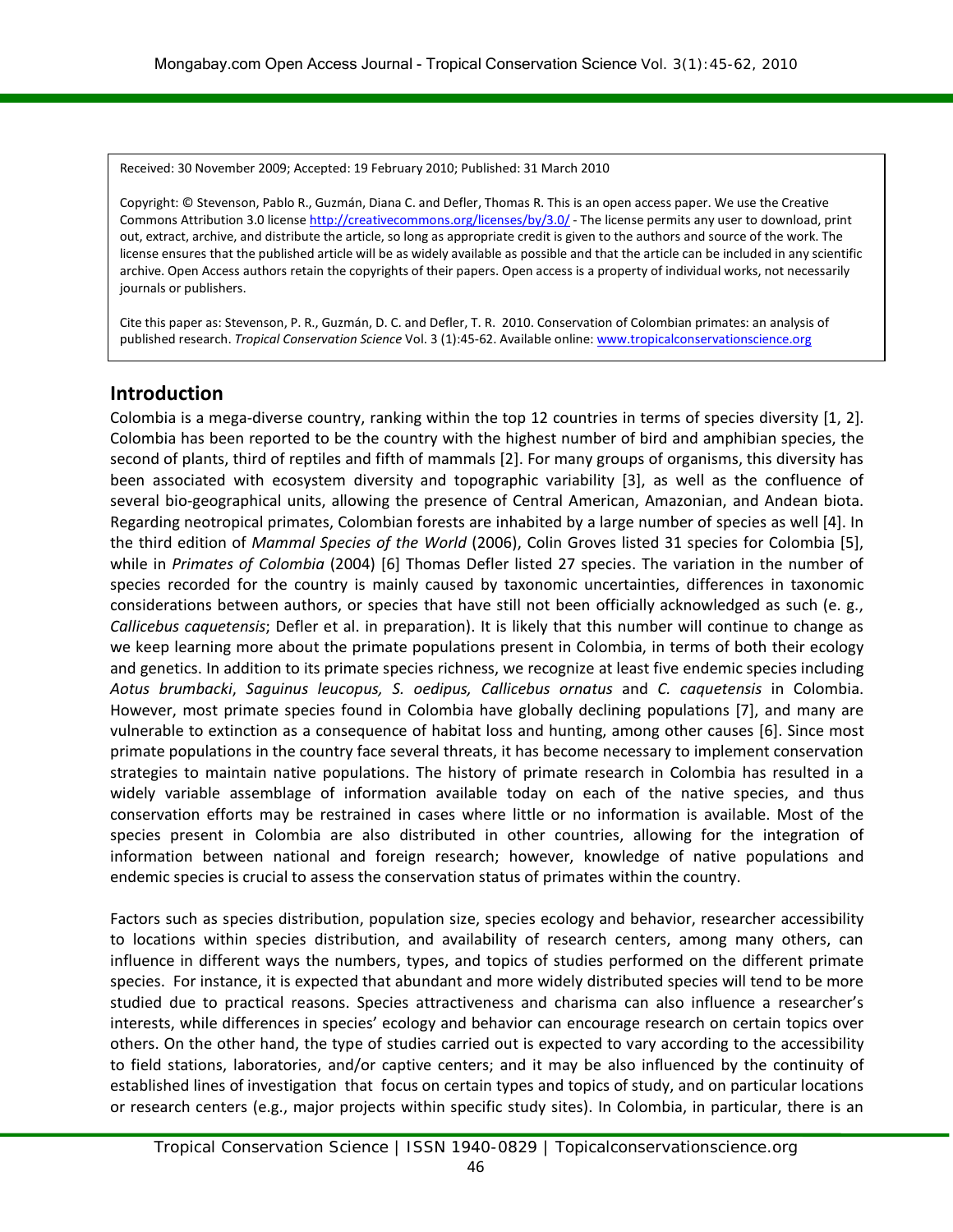Received: 30 November 2009; Accepted: 19 February 2010; Published: 31 March 2010

Copyright: © Stevenson, Pablo R., Guzmán, Diana C. and Defler, Thomas R. This is an open access paper. We use the Creative Commons Attribution 3.0 license http://creativecommons.org/licenses/by/3.0/ - The license permits any user to download, print out, extract, archive, and distribute the article, so long as appropriate credit is given to the authors and source of the work. The license ensures that the published article will be as widely available as possible and that the article can be included in any scientific archive. Open Access authors retain the copyrights of their papers. Open access is a property of individual works, not necessarily journals or publishers.

Cite this paper as: Stevenson, P. R., Guzmán, D. C. and Defler, T. R. 2010. Conservation of Colombian primates: an analysis of published research. *Tropical Conservation Science* Vol. 3 (1):45-62. Available online: www.tropicalconservationscience.org

## Introduction

Colombia is a mega-diverse country, ranking within the top 12 countries in terms of species diversity [1, 2]. Colombia has been reported to be the country with the highest number of bird and amphibian species, the second of plants, third of reptiles and fifth of mammals [2]. For many groups of organisms, this diversity has been associated with ecosystem diversity and topographic variability [3], as well as the confluence of several bio-geographical units, allowing the presence of Central American, Amazonian, and Andean biota. Regarding neotropical primates, Colombian forests are inhabited by a large number of species as well [4]. In the third edition of *Mammal Species of the World* (2006), Colin Groves listed 31 species for Colombia [5], while in *Primates of Colombia* (2004) [6] Thomas Defler listed 27 species. The variation in the number of species recorded for the country is mainly caused by taxonomic uncertainties, differences in taxonomic considerations between authors, or species that have still not been officially acknowledged as such (e. g., *Callicebus caquetensis*; Defler et al. in preparation). It is likely that this number will continue to change as we keep learning more about the primate populations present in Colombia, in terms of both their ecology and genetics. In addition to its primate species richness, we recognize at least five endemic species including *Aotus brumbacki*, *Saguinus leucopus, S. oedipus, Callicebus ornatus* and *C. caquetensis* in Colombia. However, most primate species found in Colombia have globally declining populations [7], and many are vulnerable to extinction as a consequence of habitat loss and hunting, among other causes [6]. Since most primate populations in the country face several threats, it has become necessary to implement conservation strategies to maintain native populations. The history of primate research in Colombia has resulted in a widely variable assemblage of information available today on each of the native species, and thus conservation efforts may be restrained in cases where little or no information is available. Most of the species present in Colombia are also distributed in other countries, allowing for the integration of information between national and foreign research; however, knowledge of native populations and endemic species is crucial to assess the conservation status of primates within the country.

Factors such as species distribution, population size, species ecology and behavior, researcher accessibility to locations within species distribution, and availability of research centers, among many others, can influence in different ways the numbers, types, and topics of studies performed on the different primate species. For instance, it is expected that abundant and more widely distributed species will tend to be more studied due to practical reasons. Species attractiveness and charisma can also influence a researcher's interests, while differences in species' ecology and behavior can encourage research on certain topics over others. On the other hand, the type of studies carried out is expected to vary according to the accessibility to field stations, laboratories, and/or captive centers; and it may be also influenced by the continuity of established lines of investigation that focus on certain types and topics of study, and on particular locations or research centers (e.g., major projects within specific study sites). In Colombia, in particular, there is an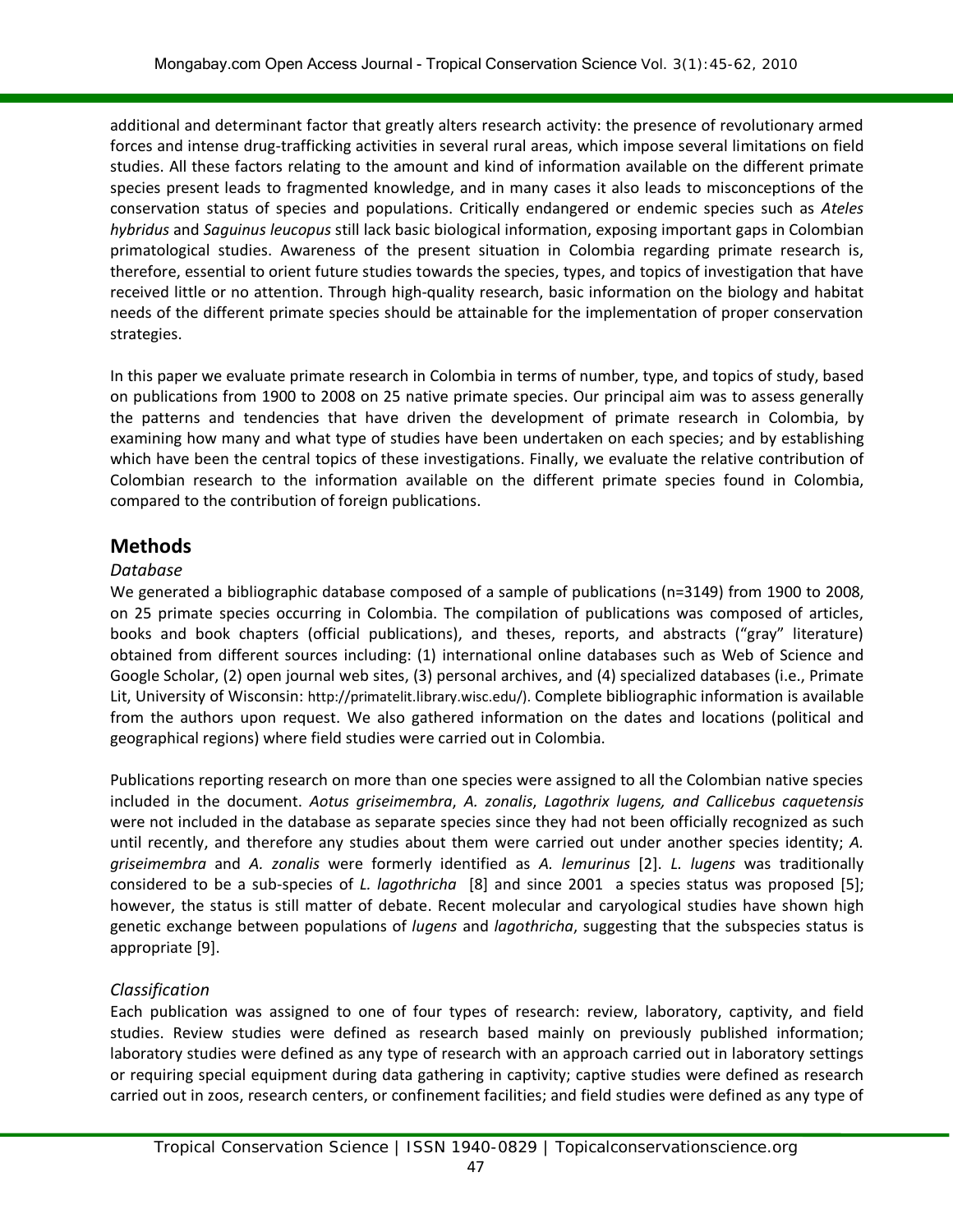additional and determinant factor that greatly alters research activity: the presence of revolutionary armed forces and intense drug-trafficking activities in several rural areas, which impose several limitations on field studies. All these factors relating to the amount and kind of information available on the different primate species present leads to fragmented knowledge, and in many cases it also leads to misconceptions of the conservation status of species and populations. Critically endangered or endemic species such as *Ateles hybridus* and *Saguinus leucopus* still lack basic biological information, exposing important gaps in Colombian primatological studies. Awareness of the present situation in Colombia regarding primate research is, therefore, essential to orient future studies towards the species, types, and topics of investigation that have received little or no attention. Through high-quality research, basic information on the biology and habitat needs of the different primate species should be attainable for the implementation of proper conservation strategies.

In this paper we evaluate primate research in Colombia in terms of number, type, and topics of study, based on publications from 1900 to 2008 on 25 native primate species. Our principal aim was to assess generally the patterns and tendencies that have driven the development of primate research in Colombia, by examining how many and what type of studies have been undertaken on each species; and by establishing which have been the central topics of these investigations. Finally, we evaluate the relative contribution of Colombian research to the information available on the different primate species found in Colombia, compared to the contribution of foreign publications.

## Methods

### *Database*

We generated a bibliographic database composed of a sample of publications (n=3149) from 1900 to 2008, on 25 primate species occurring in Colombia. The compilation of publications was composed of articles, books and book chapters (official publications), and theses, reports, and abstracts ("gray" literature) obtained from different sources including: (1) international online databases such as Web of Science and Google Scholar, (2) open journal web sites, (3) personal archives, and (4) specialized databases (i.e., Primate Lit, University of Wisconsin: http://primatelit.library.wisc.edu/). Complete bibliographic information is available from the authors upon request. We also gathered information on the dates and locations (political and geographical regions) where field studies were carried out in Colombia.

Publications reporting research on more than one species were assigned to all the Colombian native species included in the document. *Aotus griseimembra*, *A. zonalis*, *Lagothrix lugens, and Callicebus caquetensis* were not included in the database as separate species since they had not been officially recognized as such until recently, and therefore any studies about them were carried out under another species identity; *A. griseimembra* and *A. zonalis* were formerly identified as *A. lemurinus* [2]. *L. lugens* was traditionally considered to be a sub-species of *L. lagothricha* [8] and since 2001 a species status was proposed [5]; however, the status is still matter of debate. Recent molecular and caryological studies have shown high genetic exchange between populations of *lugens* and *lagothricha*, suggesting that the subspecies status is appropriate [9].

### *Classification*

Each publication was assigned to one of four types of research: review, laboratory, captivity, and field studies. Review studies were defined as research based mainly on previously published information; laboratory studies were defined as any type of research with an approach carried out in laboratory settings or requiring special equipment during data gathering in captivity; captive studies were defined as research carried out in zoos, research centers, or confinement facilities; and field studies were defined as any type of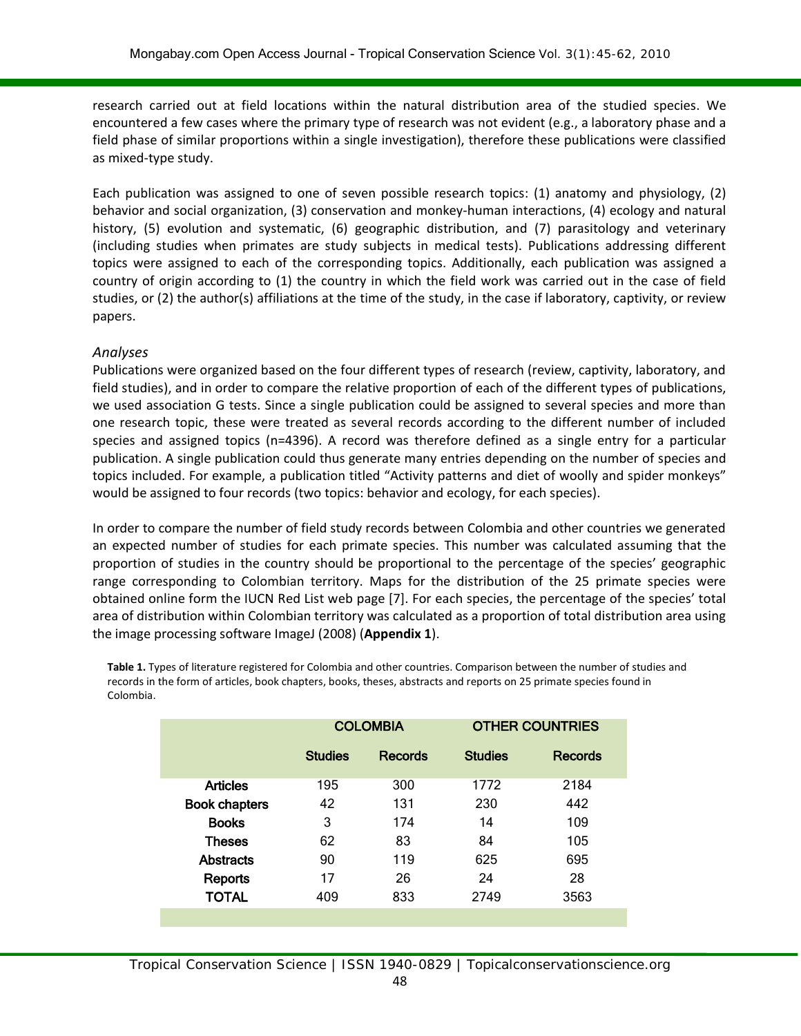research carried out at field locations within the natural distribution area of the studied species. We encountered a few cases where the primary type of research was not evident (e.g., a laboratory phase and a field phase of similar proportions within a single investigation), therefore these publications were classified as mixed-type study.

Each publication was assigned to one of seven possible research topics: (1) anatomy and physiology, (2) behavior and social organization, (3) conservation and monkey-human interactions, (4) ecology and natural history, (5) evolution and systematic, (6) geographic distribution, and (7) parasitology and veterinary (including studies when primates are study subjects in medical tests). Publications addressing different topics were assigned to each of the corresponding topics. Additionally, each publication was assigned a country of origin according to (1) the country in which the field work was carried out in the case of field studies, or (2) the author(s) affiliations at the time of the study, in the case if laboratory, captivity, or review papers.

*Analyses*

Publications were organized based on the four different types of research (review, captivity, laboratory, and field studies), and in order to compare the relative proportion of each of the different types of publications, we used association G tests. Since a single publication could be assigned to several species and more than one research topic, these were treated as several records according to the different number of included species and assigned topics (n=4396). A record was therefore defined as a single entry for a particular publication. A single publication could thus generate many entries depending on the number of species and topics included. For example, a publication titled "Activity patterns and diet of woolly and spider monkeys" would be assigned to four records (two topics: behavior and ecology, for each species).

In order to compare the number of field study records between Colombia and other countries we generated an expected number of studies for each primate species. This number was calculated assuming that the proportion of studies in the country should be proportional to the percentage of the species' geographic range corresponding to Colombian territory. Maps for the distribution of the 25 primate species were obtained online form the IUCN Red List web page [7]. For each species, the percentage of the species' total area of distribution within Colombian territory was calculated as a proportion of total distribution area using the image processing software ImageJ (2008) (**Appendix 1**).

**Table 1.** Types of literature registered for Colombia and other countries. Comparison between the number of studies and records in the form of articles, book chapters, books, theses, abstracts and reports on 25 primate species found in Colombia.

| | COLOMBIA | | OTHER COUNTRIES | |
|---|---|---|---|---|
| | **Studies** | **Records** | **Studies** | **Records** |
| **Articles** | 195 | 300 | 1772 | 2184 |
| **Book chapters** | 42 | 131 | 230 | 442 |
| **Books** | 3 | 174 | 14 | 109 |
| **Theses** | 62 | 83 | 84 | 105 |
| **Abstracts** | 90 | 119 | 625 | 695 |
| **Reports** | 17 | 26 | 24 | 28 |
| **TOTAL** | 409 | 833 | 2749 | 3563 |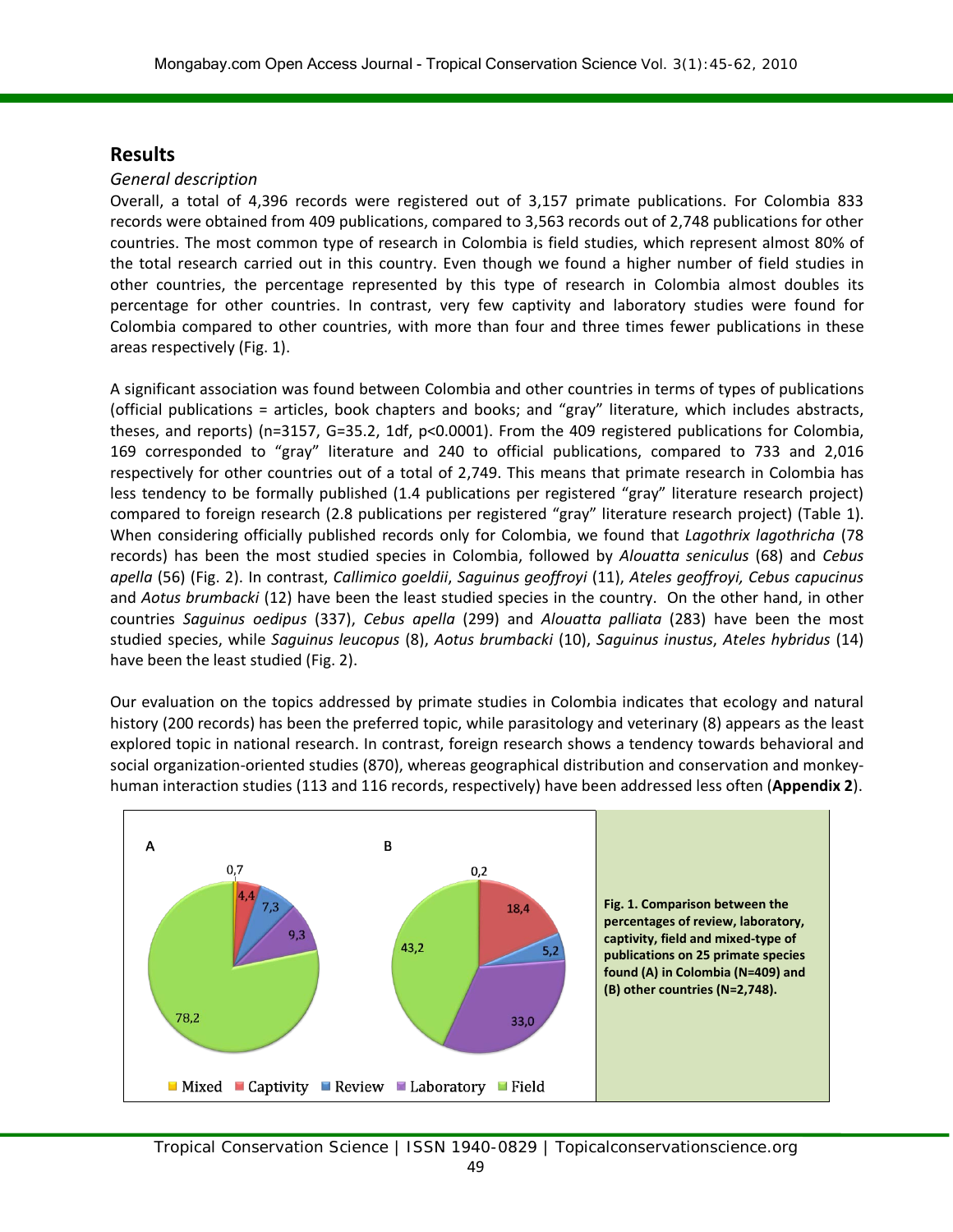## Results

### *General description*

Overall, a total of 4,396 records were registered out of 3,157 primate publications. For Colombia 833 records were obtained from 409 publications, compared to 3,563 records out of 2,748 publications for other countries. The most common type of research in Colombia is field studies, which represent almost 80% of the total research carried out in this country. Even though we found a higher number of field studies in other countries, the percentage represented by this type of research in Colombia almost doubles its percentage for other countries. In contrast, very few captivity and laboratory studies were found for Colombia compared to other countries, with more than four and three times fewer publications in these areas respectively (Fig. 1).

A significant association was found between Colombia and other countries in terms of types of publications (official publications = articles, book chapters and books; and "gray" literature, which includes abstracts, theses, and reports) (n=3157, G=35.2, 1df, $p<0.0001$). From the 409 registered publications for Colombia, 169 corresponded to "gray" literature and 240 to official publications, compared to 733 and 2,016 respectively for other countries out of a total of 2,749. This means that primate research in Colombia has less tendency to be formally published (1.4 publications per registered "gray" literature research project) compared to foreign research (2.8 publications per registered "gray" literature research project) (Table 1). When considering officially published records only for Colombia, we found that *Lagothrix lagothricha* (78 records) has been the most studied species in Colombia, followed by *Alouatta seniculus* (68) and *Cebus apella* (56) (Fig. 2). In contrast, *Callimico goeldii*, *Saguinus geoffroyi* (11), *Ateles geoffroyi, Cebus capucinus* and *Aotus brumbacki* (12) have been the least studied species in the country. On the other hand, in other countries *Saguinus oedipus* (337), *Cebus apella* (299) and *Alouatta palliata* (283) have been the most studied species, while *Saguinus leucopus* (8), *Aotus brumbacki* (10), *Saguinus inustus*, *Ateles hybridus* (14) have been the least studied (Fig. 2).

Our evaluation on the topics addressed by primate studies in Colombia indicates that ecology and natural history (200 records) has been the preferred topic, while parasitology and veterinary (8) appears as the least explored topic in national research. In contrast, foreign research shows a tendency towards behavioral and social organization-oriented studies (870), whereas geographical distribution and conservation and monkey-human interaction studies (113 and 116 records, respectively) have been addressed less often (**Appendix 2**).

**Fig. 1. Comparison between the percentages of review, laboratory, captivity, field and mixed-type of publications on 25 primate species found (A) in Colombia (N=409) and (B) other countries (N=2,748).**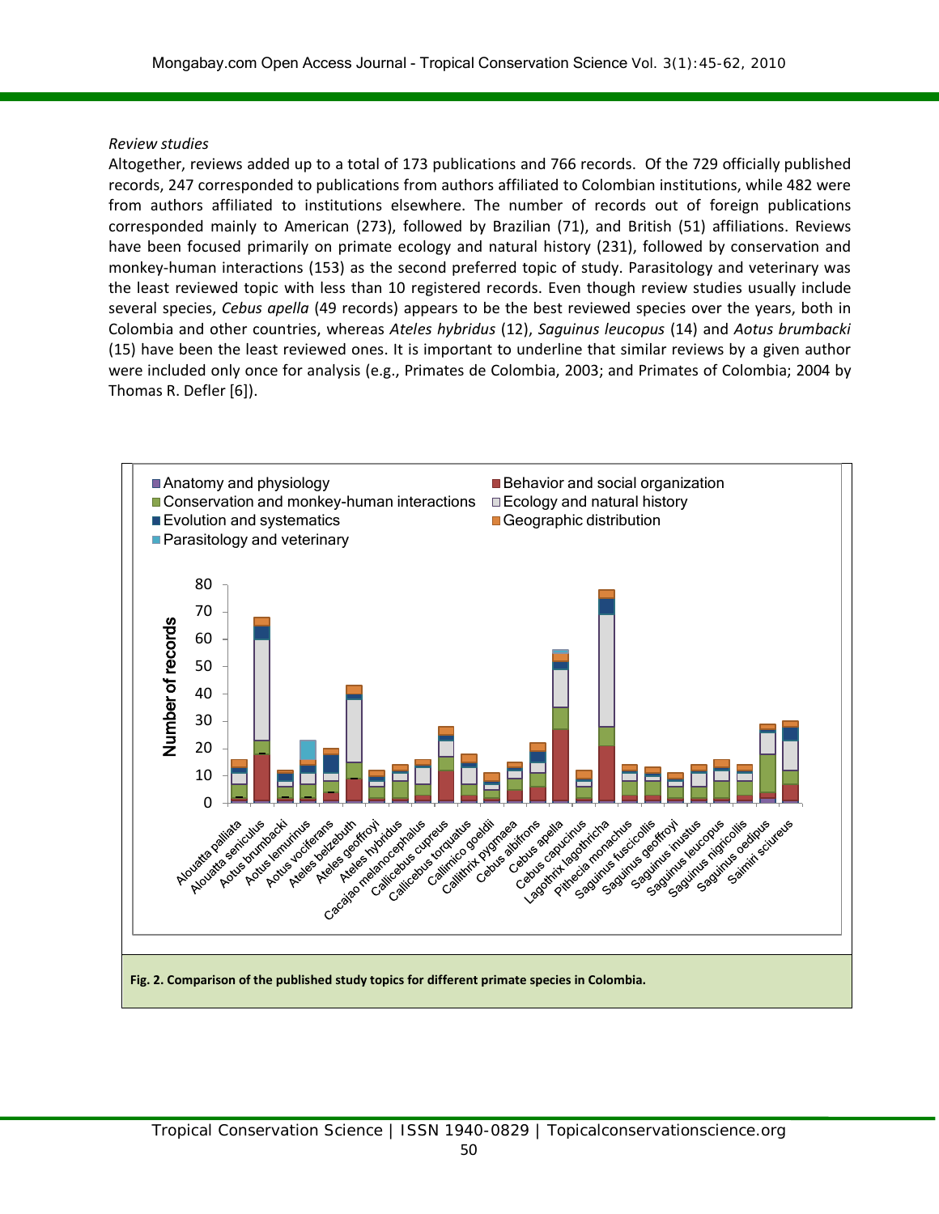*Review studies*

Altogether, reviews added up to a total of 173 publications and 766 records. Of the 729 officially published records, 247 corresponded to publications from authors affiliated to Colombian institutions, while 482 were from authors affiliated to institutions elsewhere. The number of records out of foreign publications corresponded mainly to American (273), followed by Brazilian (71), and British (51) affiliations. Reviews have been focused primarily on primate ecology and natural history (231), followed by conservation and monkey-human interactions (153) as the second preferred topic of study. Parasitology and veterinary was the least reviewed topic with less than 10 registered records. Even though review studies usually include several species, *Cebus apella* (49 records) appears to be the best reviewed species over the years, both in Colombia and other countries, whereas *Ateles hybridus* (12), *Saguinus leucopus* (14) and *Aotus brumbacki* (15) have been the least reviewed ones. It is important to underline that similar reviews by a given author were included only once for analysis (e.g., Primates de Colombia, 2003; and Primates of Colombia; 2004 by Thomas R. Defler [6]).

**Fig. 2. Comparison of the published study topics for different primate species in Colombia.**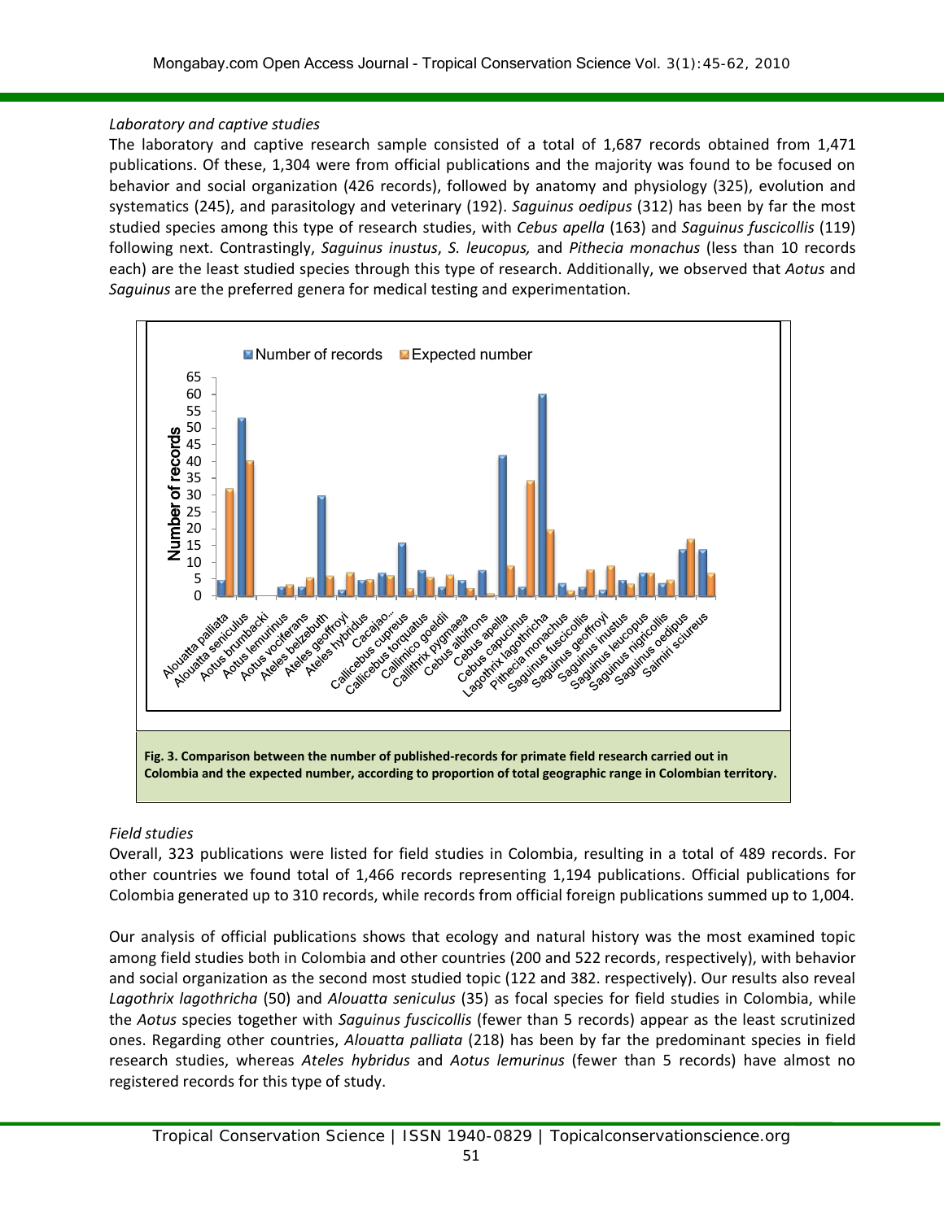*Laboratory and captive studies*

The laboratory and captive research sample consisted of a total of 1,687 records obtained from 1,471 publications. Of these, 1,304 were from official publications and the majority was found to be focused on behavior and social organization (426 records), followed by anatomy and physiology (325), evolution and systematics (245), and parasitology and veterinary (192). *Saguinus oedipus* (312) has been by far the most studied species among this type of research studies, with *Cebus apella* (163) and *Saguinus fuscicollis* (119) following next. Contrastingly, *Saguinus inustus*, *S. leucopus,* and *Pithecia monachus* (less than 10 records each) are the least studied species through this type of research. Additionally, we observed that *Aotus* and *Saguinus* are the preferred genera for medical testing and experimentation.

**Fig. 3. Comparison between the number of published-records for primate field research carried out in Colombia and the expected number, according to proportion of total geographic range in Colombian territory.**

*Field studies*

Overall, 323 publications were listed for field studies in Colombia, resulting in a total of 489 records. For other countries we found total of 1,466 records representing 1,194 publications. Official publications for Colombia generated up to 310 records, while records from official foreign publications summed up to 1,004.

Our analysis of official publications shows that ecology and natural history was the most examined topic among field studies both in Colombia and other countries (200 and 522 records, respectively), with behavior and social organization as the second most studied topic (122 and 382. respectively). Our results also reveal *Lagothrix lagothricha* (50) and *Alouatta seniculus* (35) as focal species for field studies in Colombia, while the *Aotus* species together with *Saguinus fuscicollis* (fewer than 5 records) appear as the least scrutinized ones. Regarding other countries, *Alouatta palliata* (218) has been by far the predominant species in field research studies, whereas *Ateles hybridus* and *Aotus lemurinus* (fewer than 5 records) have almost no registered records for this type of study.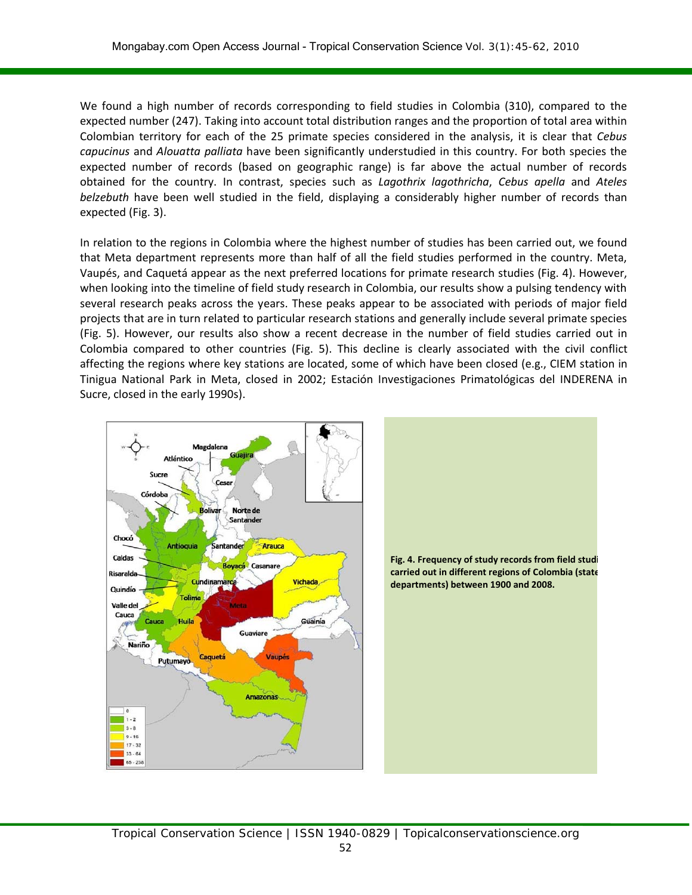We found a high number of records corresponding to field studies in Colombia (310), compared to the expected number (247). Taking into account total distribution ranges and the proportion of total area within Colombian territory for each of the 25 primate species considered in the analysis, it is clear that *Cebus capucinus* and *Alouatta palliata* have been significantly understudied in this country. For both species the expected number of records (based on geographic range) is far above the actual number of records obtained for the country. In contrast, species such as *Lagothrix lagothricha*, *Cebus apella* and *Ateles belzebuth* have been well studied in the field, displaying a considerably higher number of records than expected (Fig. 3).

In relation to the regions in Colombia where the highest number of studies has been carried out, we found that Meta department represents more than half of all the field studies performed in the country. Meta, Vaupés, and Caquetá appear as the next preferred locations for primate research studies (Fig. 4). However, when looking into the timeline of field study research in Colombia, our results show a pulsing tendency with several research peaks across the years. These peaks appear to be associated with periods of major field projects that are in turn related to particular research stations and generally include several primate species (Fig. 5). However, our results also show a recent decrease in the number of field studies carried out in Colombia compared to other countries (Fig. 5). This decline is clearly associated with the civil conflict affecting the regions where key stations are located, some of which have been closed (e.g., CIEM station in Tinigua National Park in Meta, closed in 2002; Estación Investigaciones Primatológicas del INDERENA in Sucre, closed in the early 1990s).

**Fig. 4. Frequency of study records from field studi carried out in different regions of Colombia (state departments) between 1900 and 2008.**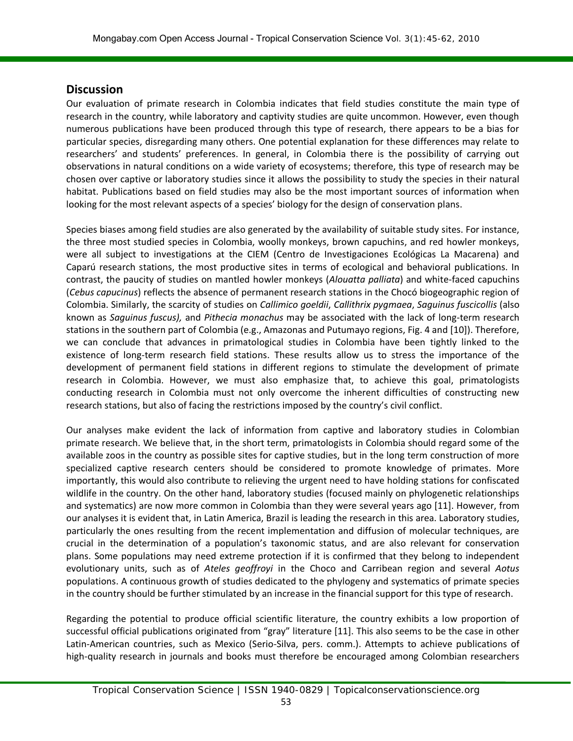## Discussion

Our evaluation of primate research in Colombia indicates that field studies constitute the main type of research in the country, while laboratory and captivity studies are quite uncommon. However, even though numerous publications have been produced through this type of research, there appears to be a bias for particular species, disregarding many others. One potential explanation for these differences may relate to researchers' and students' preferences. In general, in Colombia there is the possibility of carrying out observations in natural conditions on a wide variety of ecosystems; therefore, this type of research may be chosen over captive or laboratory studies since it allows the possibility to study the species in their natural habitat. Publications based on field studies may also be the most important sources of information when looking for the most relevant aspects of a species' biology for the design of conservation plans.

Species biases among field studies are also generated by the availability of suitable study sites. For instance, the three most studied species in Colombia, woolly monkeys, brown capuchins, and red howler monkeys, were all subject to investigations at the CIEM (Centro de Investigaciones Ecológicas La Macarena) and Caparú research stations, the most productive sites in terms of ecological and behavioral publications. In contrast, the paucity of studies on mantled howler monkeys (*Alouatta palliata*) and white-faced capuchins (*Cebus capucinus*) reflects the absence of permanent research stations in the Chocó biogeographic region of Colombia. Similarly, the scarcity of studies on *Callimico goeldii*, *Callithrix pygmaea*, *Saguinus fuscicollis* (also known as *Saguinus fuscus),* and *Pithecia monachus* may be associated with the lack of long-term research stations in the southern part of Colombia (e.g., Amazonas and Putumayo regions, Fig. 4 and [10]). Therefore, we can conclude that advances in primatological studies in Colombia have been tightly linked to the existence of long-term research field stations. These results allow us to stress the importance of the development of permanent field stations in different regions to stimulate the development of primate research in Colombia. However, we must also emphasize that, to achieve this goal, primatologists conducting research in Colombia must not only overcome the inherent difficulties of constructing new research stations, but also of facing the restrictions imposed by the country's civil conflict.

Our analyses make evident the lack of information from captive and laboratory studies in Colombian primate research. We believe that, in the short term, primatologists in Colombia should regard some of the available zoos in the country as possible sites for captive studies, but in the long term construction of more specialized captive research centers should be considered to promote knowledge of primates. More importantly, this would also contribute to relieving the urgent need to have holding stations for confiscated wildlife in the country. On the other hand, laboratory studies (focused mainly on phylogenetic relationships and systematics) are now more common in Colombia than they were several years ago [11]. However, from our analyses it is evident that, in Latin America, Brazil is leading the research in this area. Laboratory studies, particularly the ones resulting from the recent implementation and diffusion of molecular techniques, are crucial in the determination of a population's taxonomic status, and are also relevant for conservation plans. Some populations may need extreme protection if it is confirmed that they belong to independent evolutionary units, such as of *Ateles geoffroyi* in the Choco and Carribean region and several *Aotus* populations. A continuous growth of studies dedicated to the phylogeny and systematics of primate species in the country should be further stimulated by an increase in the financial support for this type of research.

Regarding the potential to produce official scientific literature, the country exhibits a low proportion of successful official publications originated from "gray" literature [11]. This also seems to be the case in other Latin-American countries, such as Mexico (Serio-Silva, pers. comm.). Attempts to achieve publications of high-quality research in journals and books must therefore be encouraged among Colombian researchers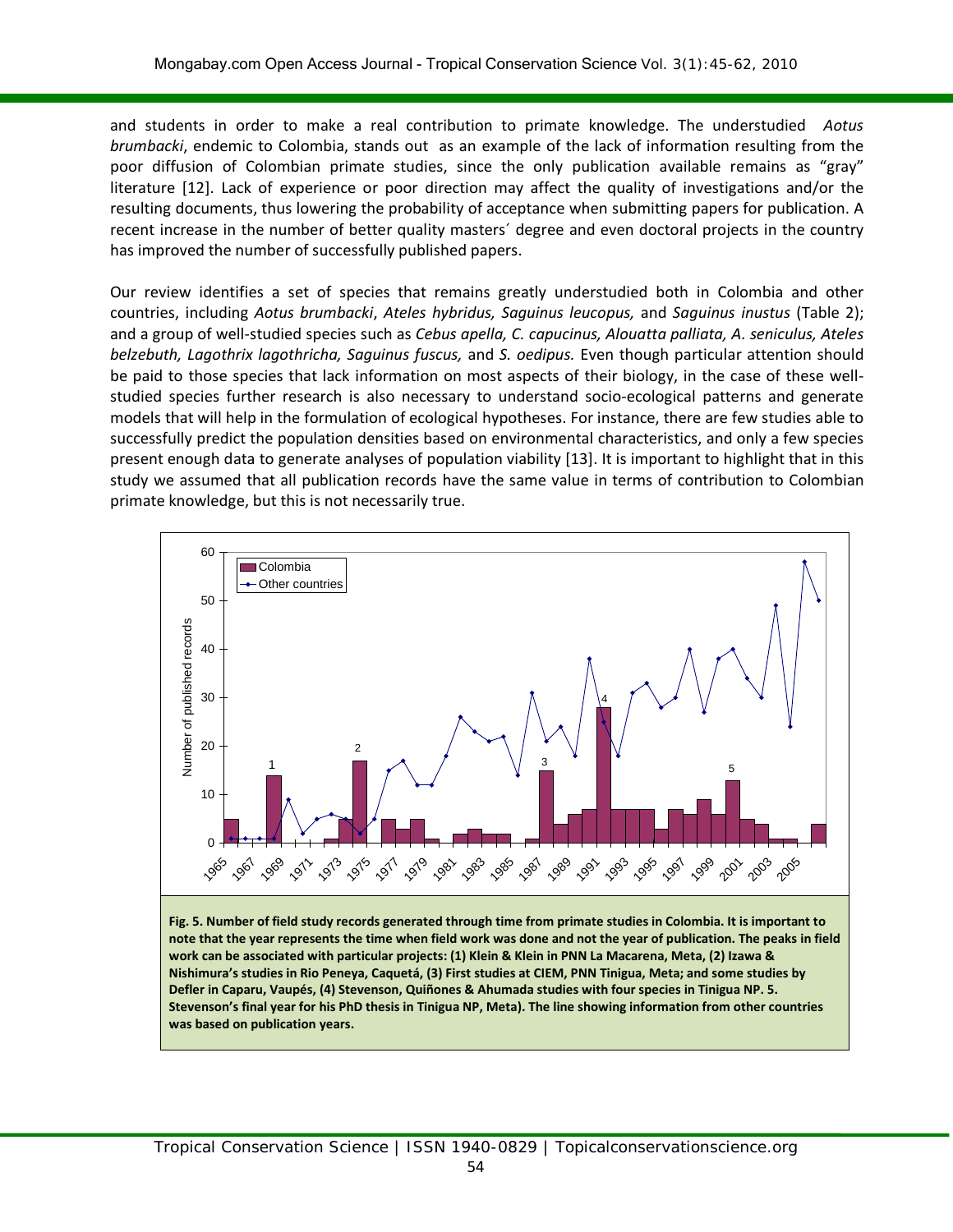and students in order to make a real contribution to primate knowledge. The understudied *Aotus brumbacki*, endemic to Colombia, stands out as an example of the lack of information resulting from the poor diffusion of Colombian primate studies, since the only publication available remains as "gray" literature [12]. Lack of experience or poor direction may affect the quality of investigations and/or the resulting documents, thus lowering the probability of acceptance when submitting papers for publication. A recent increase in the number of better quality masters´ degree and even doctoral projects in the country has improved the number of successfully published papers.

Our review identifies a set of species that remains greatly understudied both in Colombia and other countries, including *Aotus brumbacki*, *Ateles hybridus, Saguinus leucopus,* and *Saguinus inustus* (Table 2); and a group of well-studied species such as *Cebus apella, C. capucinus, Alouatta palliata, A. seniculus, Ateles belzebuth, Lagothrix lagothricha, Saguinus fuscus,* and *S. oedipus.* Even though particular attention should be paid to those species that lack information on most aspects of their biology, in the case of these well-studied species further research is also necessary to understand socio-ecological patterns and generate models that will help in the formulation of ecological hypotheses. For instance, there are few studies able to successfully predict the population densities based on environmental characteristics, and only a few species present enough data to generate analyses of population viability [13]. It is important to highlight that in this study we assumed that all publication records have the same value in terms of contribution to Colombian primate knowledge, but this is not necessarily true.

**Fig. 5. Number of field study records generated through time from primate studies in Colombia. It is important to note that the year represents the time when field work was done and not the year of publication. The peaks in field work can be associated with particular projects: (1) Klein & Klein in PNN La Macarena, Meta, (2) Izawa & Nishimura's studies in Rio Peneya, Caquetá, (3) First studies at CIEM, PNN Tinigua, Meta; and some studies by Defler in Caparu, Vaupés, (4) Stevenson, Quiñones & Ahumada studies with four species in Tinigua NP. 5. Stevenson's final year for his PhD thesis in Tinigua NP, Meta). The line showing information from other countries was based on publication years.**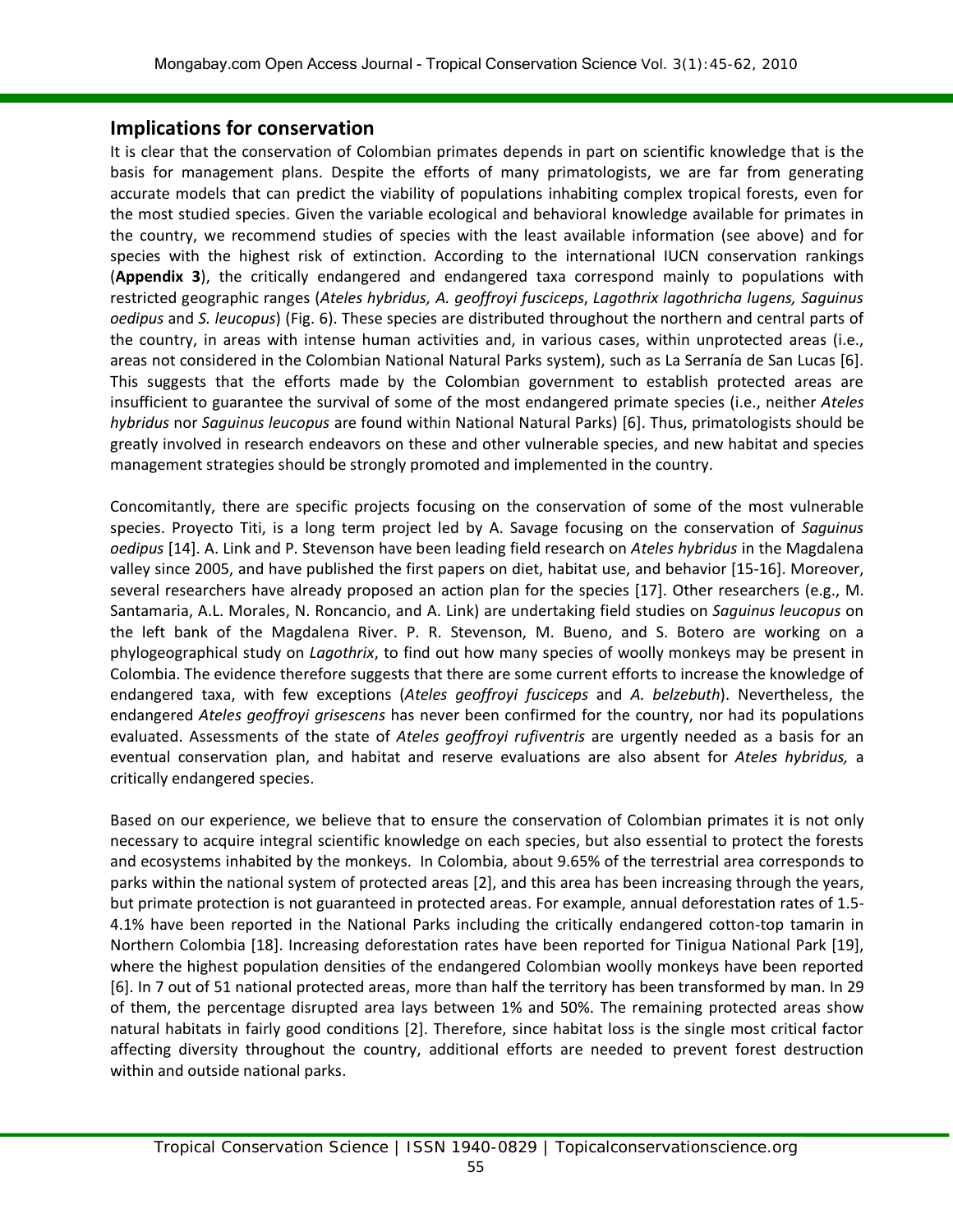## Implications for conservation

It is clear that the conservation of Colombian primates depends in part on scientific knowledge that is the basis for management plans. Despite the efforts of many primatologists, we are far from generating accurate models that can predict the viability of populations inhabiting complex tropical forests, even for the most studied species. Given the variable ecological and behavioral knowledge available for primates in the country, we recommend studies of species with the least available information (see above) and for species with the highest risk of extinction. According to the international IUCN conservation rankings (**Appendix 3**), the critically endangered and endangered taxa correspond mainly to populations with restricted geographic ranges (*Ateles hybridus, A. geoffroyi fusciceps*, *Lagothrix lagothricha lugens, Saguinus oedipus* and *S. leucopus*) (Fig. 6). These species are distributed throughout the northern and central parts of the country, in areas with intense human activities and, in various cases, within unprotected areas (i.e., areas not considered in the Colombian National Natural Parks system), such as La Serranía de San Lucas [6]. This suggests that the efforts made by the Colombian government to establish protected areas are insufficient to guarantee the survival of some of the most endangered primate species (i.e., neither *Ateles hybridus* nor *Saguinus leucopus* are found within National Natural Parks) [6]. Thus, primatologists should be greatly involved in research endeavors on these and other vulnerable species, and new habitat and species management strategies should be strongly promoted and implemented in the country.

Concomitantly, there are specific projects focusing on the conservation of some of the most vulnerable species. Proyecto Titi, is a long term project led by A. Savage focusing on the conservation of *Saguinus oedipus* [14]. A. Link and P. Stevenson have been leading field research on *Ateles hybridus* in the Magdalena valley since 2005, and have published the first papers on diet, habitat use, and behavior [15-16]. Moreover, several researchers have already proposed an action plan for the species [17]. Other researchers (e.g., M. Santamaria, A.L. Morales, N. Roncancio, and A. Link) are undertaking field studies on *Saguinus leucopus* on the left bank of the Magdalena River. P. R. Stevenson, M. Bueno, and S. Botero are working on a phylogeographical study on *Lagothrix*, to find out how many species of woolly monkeys may be present in Colombia. The evidence therefore suggests that there are some current efforts to increase the knowledge of endangered taxa, with few exceptions (*Ateles geoffroyi fusciceps* and *A. belzebuth*). Nevertheless, the endangered *Ateles geoffroyi grisescens* has never been confirmed for the country, nor had its populations evaluated. Assessments of the state of *Ateles geoffroyi rufiventris* are urgently needed as a basis for an eventual conservation plan, and habitat and reserve evaluations are also absent for *Ateles hybridus,* a critically endangered species.

Based on our experience, we believe that to ensure the conservation of Colombian primates it is not only necessary to acquire integral scientific knowledge on each species, but also essential to protect the forests and ecosystems inhabited by the monkeys. In Colombia, about 9.65% of the terrestrial area corresponds to parks within the national system of protected areas [2], and this area has been increasing through the years, but primate protection is not guaranteed in protected areas. For example, annual deforestation rates of 1.5-4.1% have been reported in the National Parks including the critically endangered cotton-top tamarin in Northern Colombia [18]. Increasing deforestation rates have been reported for Tinigua National Park [19], where the highest population densities of the endangered Colombian woolly monkeys have been reported [6]. In 7 out of 51 national protected areas, more than half the territory has been transformed by man. In 29 of them, the percentage disrupted area lays between 1% and 50%. The remaining protected areas show natural habitats in fairly good conditions [2]. Therefore, since habitat loss is the single most critical factor affecting diversity throughout the country, additional efforts are needed to prevent forest destruction within and outside national parks.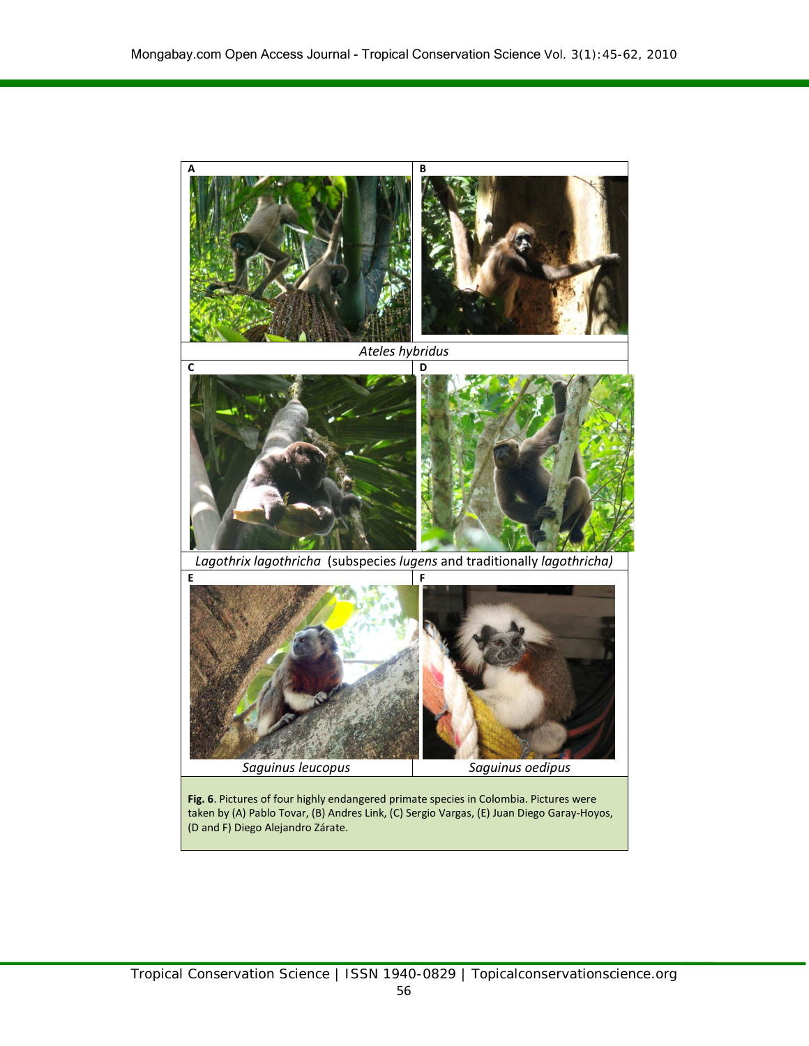A

B

*Ateles hybridus*

C

D

*Lagothrix lagothricha* (subspecies *lugens* and traditionally *lagothricha)*

E

F

*Saguinus leucopus*

*Saguinus oedipus*

**Fig. 6**. Pictures of four highly endangered primate species in Colombia. Pictures were taken by (A) Pablo Tovar, (B) Andres Link, (C) Sergio Vargas, (E) Juan Diego Garay-Hoyos, (D and F) Diego Alejandro Zárate.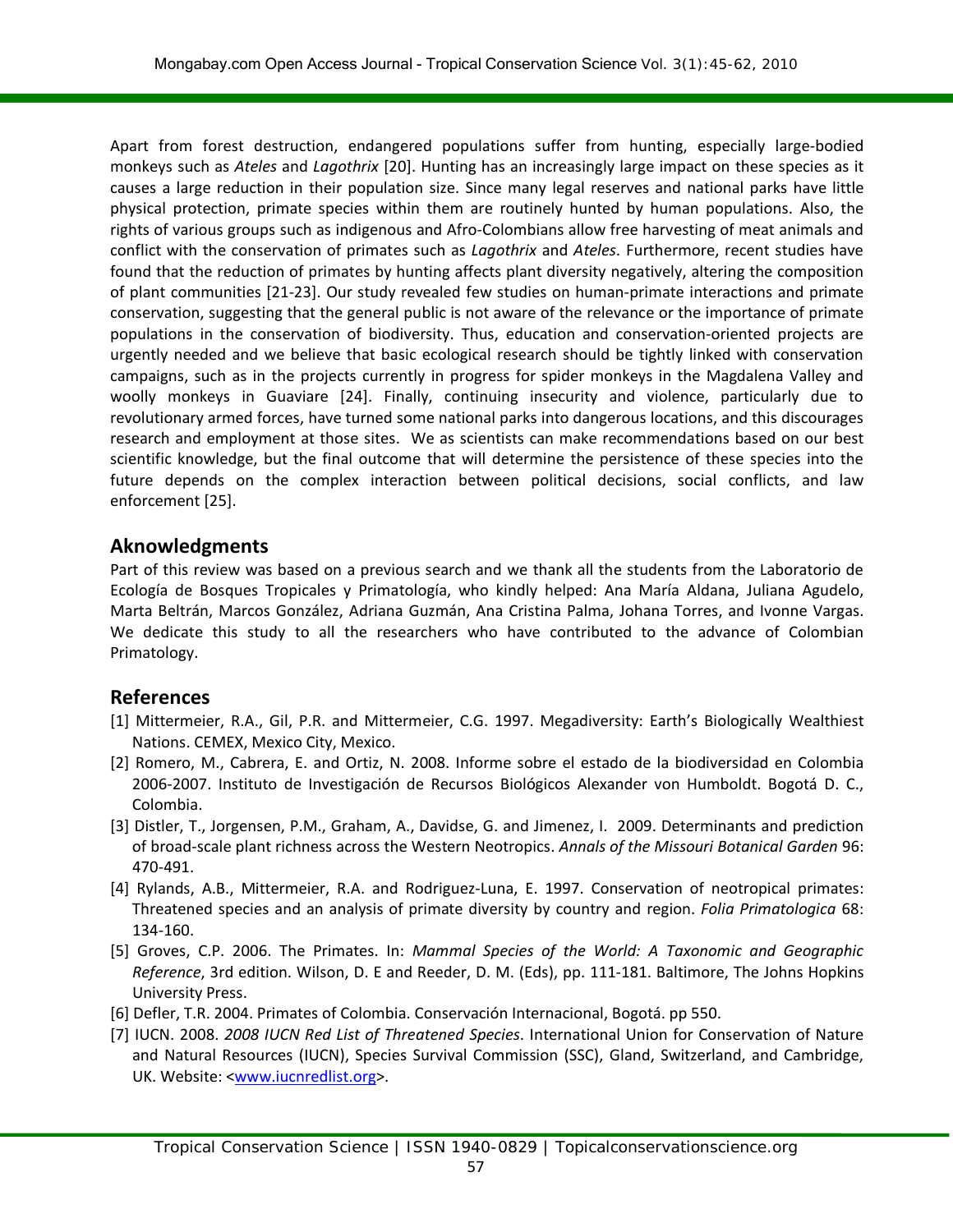Apart from forest destruction, endangered populations suffer from hunting, especially large-bodied monkeys such as *Ateles* and *Lagothrix* [20]. Hunting has an increasingly large impact on these species as it causes a large reduction in their population size. Since many legal reserves and national parks have little physical protection, primate species within them are routinely hunted by human populations. Also, the rights of various groups such as indigenous and Afro-Colombians allow free harvesting of meat animals and conflict with the conservation of primates such as *Lagothrix* and *Ateles*. Furthermore, recent studies have found that the reduction of primates by hunting affects plant diversity negatively, altering the composition of plant communities [21-23]. Our study revealed few studies on human-primate interactions and primate conservation, suggesting that the general public is not aware of the relevance or the importance of primate populations in the conservation of biodiversity. Thus, education and conservation-oriented projects are urgently needed and we believe that basic ecological research should be tightly linked with conservation campaigns, such as in the projects currently in progress for spider monkeys in the Magdalena Valley and woolly monkeys in Guaviare [24]. Finally, continuing insecurity and violence, particularly due to revolutionary armed forces, have turned some national parks into dangerous locations, and this discourages research and employment at those sites. We as scientists can make recommendations based on our best scientific knowledge, but the final outcome that will determine the persistence of these species into the future depends on the complex interaction between political decisions, social conflicts, and law enforcement [25].

## Aknowledgments

Part of this review was based on a previous search and we thank all the students from the Laboratorio de Ecología de Bosques Tropicales y Primatología, who kindly helped: Ana María Aldana, Juliana Agudelo, Marta Beltrán, Marcos González, Adriana Guzmán, Ana Cristina Palma, Johana Torres, and Ivonne Vargas. We dedicate this study to all the researchers who have contributed to the advance of Colombian Primatology.

## References

[1] Mittermeier, R.A., Gil, P.R. and Mittermeier, C.G. 1997. Megadiversity: Earth's Biologically Wealthiest Nations. CEMEX, Mexico City, Mexico.

[2] Romero, M., Cabrera, E. and Ortiz, N. 2008. Informe sobre el estado de la biodiversidad en Colombia 2006-2007. Instituto de Investigación de Recursos Biológicos Alexander von Humboldt. Bogotá D. C., Colombia.

[3] Distler, T., Jorgensen, P.M., Graham, A., Davidse, G. and Jimenez, I. 2009. Determinants and prediction of broad-scale plant richness across the Western Neotropics. *Annals of the Missouri Botanical Garden* 96: 470-491.

[4] Rylands, A.B., Mittermeier, R.A. and Rodriguez-Luna, E. 1997. Conservation of neotropical primates: Threatened species and an analysis of primate diversity by country and region. *Folia Primatologica* 68: 134-160.

[5] Groves, C.P. 2006. The Primates. In: *Mammal Species of the World: A Taxonomic and Geographic Reference*, 3rd edition. Wilson, D. E and Reeder, D. M. (Eds), pp. 111-181. Baltimore, The Johns Hopkins University Press.

[6] Defler, T.R. 2004. Primates of Colombia. Conservación Internacional, Bogotá. pp 550.

[7] IUCN. 2008. *2008 IUCN Red List of Threatened Species*. International Union for Conservation of Nature and Natural Resources (IUCN), Species Survival Commission (SSC), Gland, Switzerland, and Cambridge, UK. Website: <www.iucnredlist.org>.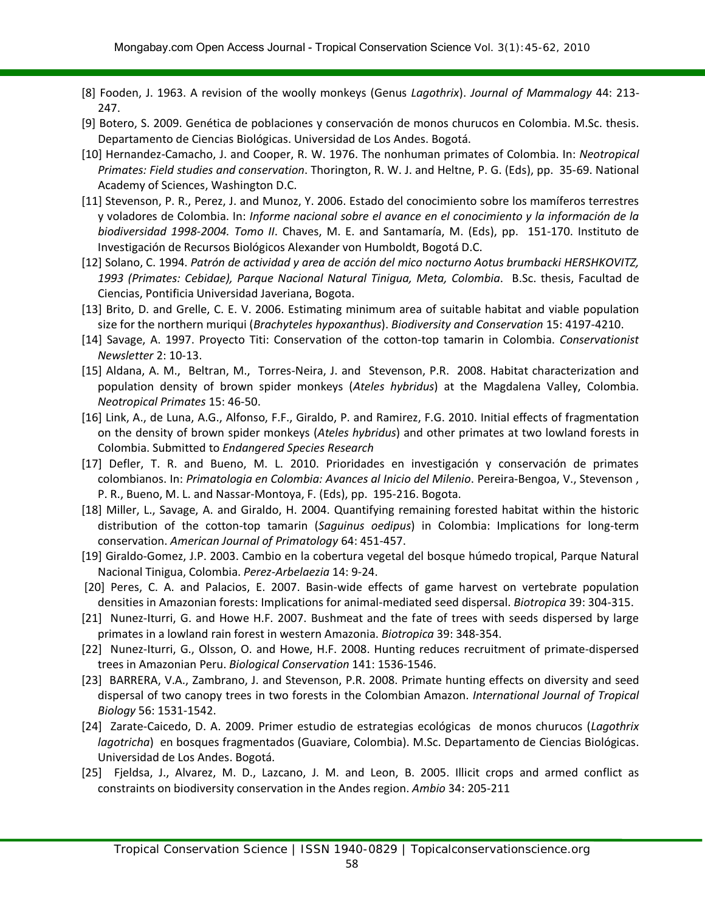[8] Fooden, J. 1963. A revision of the woolly monkeys (Genus *Lagothrix*). *Journal of Mammalogy* 44: 213-247.

[9] Botero, S. 2009. Genética de poblaciones y conservación de monos churucos en Colombia. M.Sc. thesis. Departamento de Ciencias Biológicas. Universidad de Los Andes. Bogotá.

[10] Hernandez-Camacho, J. and Cooper, R. W. 1976. The nonhuman primates of Colombia. In: *Neotropical Primates: Field studies and conservation*. Thorington, R. W. J. and Heltne, P. G. (Eds), pp. 35-69. National Academy of Sciences, Washington D.C.

[11] Stevenson, P. R., Perez, J. and Munoz, Y. 2006. Estado del conocimiento sobre los mamíferos terrestres y voladores de Colombia. In: *Informe nacional sobre el avance en el conocimiento y la información de la biodiversidad 1998-2004. Tomo II*. Chaves, M. E. and Santamaría, M. (Eds), pp. 151-170. Instituto de Investigación de Recursos Biológicos Alexander von Humboldt, Bogotá D.C.

[12] Solano, C. 1994. *Patrón de actividad y area de acción del mico nocturno Aotus brumbacki HERSHKOVITZ, 1993 (Primates: Cebidae), Parque Nacional Natural Tinigua, Meta, Colombia*. B.Sc. thesis, Facultad de Ciencias, Pontificia Universidad Javeriana, Bogota.

[13] Brito, D. and Grelle, C. E. V. 2006. Estimating minimum area of suitable habitat and viable population size for the northern muriqui (*Brachyteles hypoxanthus*). *Biodiversity and Conservation* 15: 4197-4210.

[14] Savage, A. 1997. Proyecto Titi: Conservation of the cotton-top tamarin in Colombia. *Conservationist Newsletter* 2: 10-13.

[15] Aldana, A. M., Beltran, M., Torres-Neira, J. and Stevenson, P.R. 2008. Habitat characterization and population density of brown spider monkeys (*Ateles hybridus*) at the Magdalena Valley, Colombia. *Neotropical Primates* 15: 46-50.

[16] Link, A., de Luna, A.G., Alfonso, F.F., Giraldo, P. and Ramirez, F.G. 2010. Initial effects of fragmentation on the density of brown spider monkeys (*Ateles hybridus*) and other primates at two lowland forests in Colombia. Submitted to *Endangered Species Research*

[17] Defler, T. R. and Bueno, M. L. 2010. Prioridades en investigación y conservación de primates colombianos. In: *Primatologia en Colombia: Avances al Inicio del Milenio*. Pereira-Bengoa, V., Stevenson , P. R., Bueno, M. L. and Nassar-Montoya, F. (Eds), pp. 195-216. Bogota.

[18] Miller, L., Savage, A. and Giraldo, H. 2004. Quantifying remaining forested habitat within the historic distribution of the cotton-top tamarin (*Saguinus oedipus*) in Colombia: Implications for long-term conservation. *American Journal of Primatology* 64: 451-457.

[19] Giraldo-Gomez, J.P. 2003. Cambio en la cobertura vegetal del bosque húmedo tropical, Parque Natural Nacional Tinigua, Colombia. *Perez-Arbelaezia* 14: 9-24.

[20] Peres, C. A. and Palacios, E. 2007. Basin-wide effects of game harvest on vertebrate population densities in Amazonian forests: Implications for animal-mediated seed dispersal. *Biotropica* 39: 304-315.

[21] Nunez-Iturri, G. and Howe H.F. 2007. Bushmeat and the fate of trees with seeds dispersed by large primates in a lowland rain forest in western Amazonia. *Biotropica* 39: 348-354.

[22] Nunez-Iturri, G., Olsson, O. and Howe, H.F. 2008. Hunting reduces recruitment of primate-dispersed trees in Amazonian Peru. *Biological Conservation* 141: 1536-1546.

[23] BARRERA, V.A., Zambrano, J. and Stevenson, P.R. 2008. Primate hunting effects on diversity and seed dispersal of two canopy trees in two forests in the Colombian Amazon. *International Journal of Tropical Biology* 56: 1531-1542.

[24] Zarate-Caicedo, D. A. 2009. Primer estudio de estrategias ecológicas de monos churucos (*Lagothrix lagotricha*) en bosques fragmentados (Guaviare, Colombia). M.Sc. Departamento de Ciencias Biológicas. Universidad de Los Andes. Bogotá.

[25] Fjeldsa, J., Alvarez, M. D., Lazcano, J. M. and Leon, B. 2005. Illicit crops and armed conflict as constraints on biodiversity conservation in the Andes region. *Ambio* 34: 205-211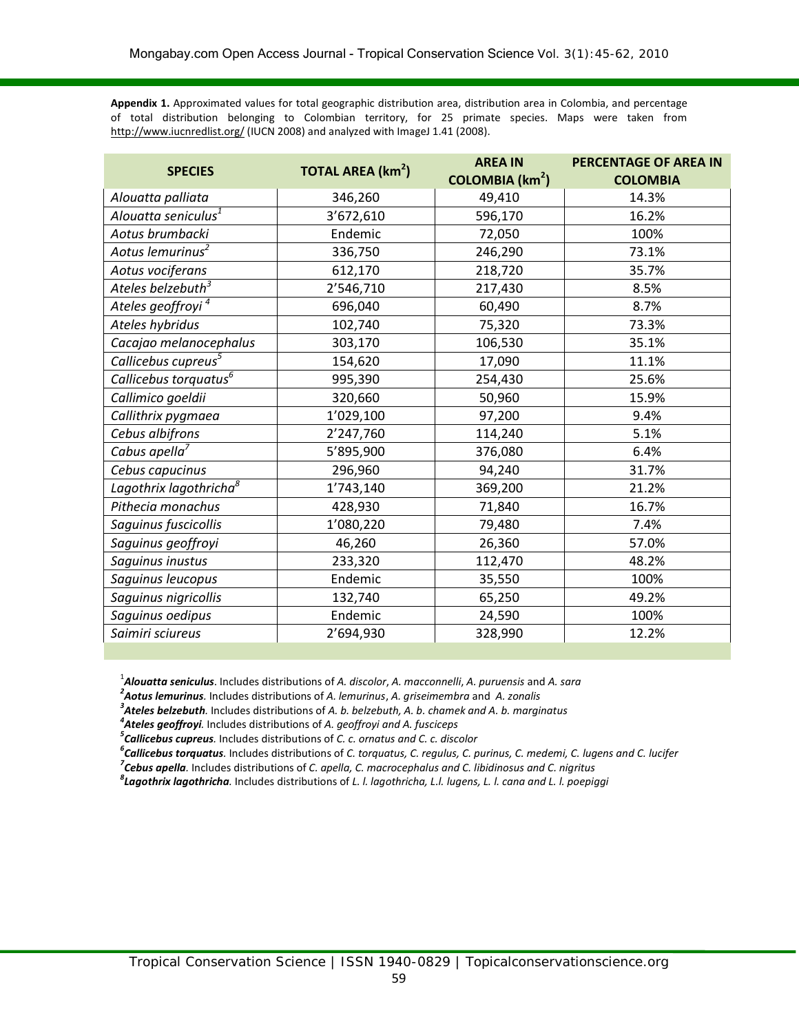**Appendix 1.** Approximated values for total geographic distribution area, distribution area in Colombia, and percentage of total distribution belonging to Colombian territory, for 25 primate species. Maps were taken from http://www.iucnredlist.org/ (IUCN 2008) and analyzed with ImageJ 1.41 (2008).

| SPECIES | TOTAL AREA ($km^2$) | AREA IN COLOMBIA ($km^2$) | PERCENTAGE OF AREA IN COLOMBIA |
|---|---|---|---|
| *Alouatta palliata* | 346,260 | 49,410 | 14.3% |
| *Alouatta seniculus*[1] | 3'672,610 | 596,170 | 16.2% |
| *Aotus brumbacki* | Endemic | 72,050 | 100% |
| *Aotus lemurinus*[2] | 336,750 | 246,290 | 73.1% |
| *Aotus vociferans* | 612,170 | 218,720 | 35.7% |
| *Ateles belzebuth*[3] | 2'546,710 | 217,430 | 8.5% |
| *Ateles geoffroyi*[4] | 696,040 | 60,490 | 8.7% |
| *Ateles hybridus* | 102,740 | 75,320 | 73.3% |
| *Cacajao melanocephalus* | 303,170 | 106,530 | 35.1% |
| *Callicebus cupreus*[5] | 154,620 | 17,090 | 11.1% |
| *Callicebus torquatus*[6] | 995,390 | 254,430 | 25.6% |
| *Callimico goeldii* | 320,660 | 50,960 | 15.9% |
| *Callithrix pygmaea* | 1'029,100 | 97,200 | 9.4% |
| *Cebus albifrons* | 2'247,760 | 114,240 | 5.1% |
| *Cabus apella*[7] | 5'895,900 | 376,080 | 6.4% |
| *Cebus capucinus* | 296,960 | 94,240 | 31.7% |
| *Lagothrix lagothricha*[8] | 1'743,140 | 369,200 | 21.2% |
| *Pithecia monachus* | 428,930 | 71,840 | 16.7% |
| *Saguinus fuscicollis* | 1'080,220 | 79,480 | 7.4% |
| *Saguinus geoffroyi* | 46,260 | 26,360 | 57.0% |
| *Saguinus inustus* | 233,320 | 112,470 | 48.2% |
| *Saguinus leucopus* | Endemic | 35,550 | 100% |
| *Saguinus nigricollis* | 132,740 | 65,250 | 49.2% |
| *Saguinus oedipus* | Endemic | 24,590 | 100% |
| *Saimiri sciureus* | 2'694,930 | 328,990 | 12.2% |

[1]***Alouatta seniculus***. Includes distributions of *A. discolor*, *A. macconnelli*, *A. puruensis* and *A. sara*

[2]***Aotus lemurinus****.* Includes distributions of *A. lemurinus*, *A. griseimembra* and *A. zonalis*

[3]***Ateles belzebuth****.* Includes distributions of *A. b. belzebuth, A. b. chamek and A. b. marginatus*

[4]***Ateles geoffroyi****.* Includes distributions of *A. geoffroyi and A. fusciceps*

[5]***Callicebus cupreus****.* Includes distributions of *C. c. ornatus and C. c. discolor*

[6]***Callicebus torquatus****.* Includes distributions of *C. torquatus, C. regulus, C. purinus, C. medemi, C. lugens and C. lucifer*

[7]***Cebus apella****.* Includes distributions of *C. apella, C. macrocephalus and C. libidinosus and C. nigritus*

[8]***Lagothrix lagothricha****.* Includes distributions of *L. l. lagothricha, L.l. lugens, L. l. cana and L. l. poepiggi*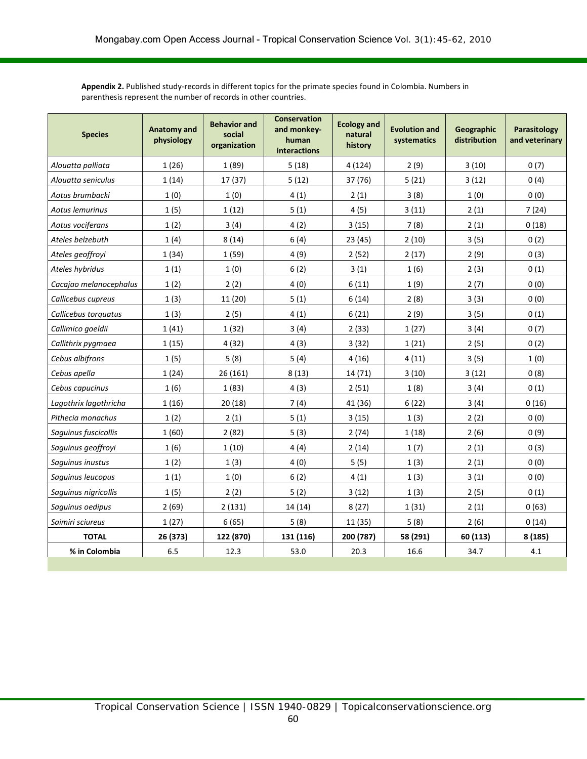**Appendix 2.** Published study-records in different topics for the primate species found in Colombia. Numbers in parenthesis represent the number of records in other countries.

| Species | Anatomy and physiology | Behavior and social organization | Conservation and monkey-human interactions | Ecology and natural history | Evolution and systematics | Geographic distribution | Parasitology and veterinary |
|---|---|---|---|---|---|---|---|
| *Alouatta palliata* | 1 (26) | 1 (89) | 5 (18) | 4 (124) | 2 (9) | 3 (10) | 0 (7) |
| *Alouatta seniculus* | 1 (14) | 17 (37) | 5 (12) | 37 (76) | 5 (21) | 3 (12) | 0 (4) |
| *Aotus brumbacki* | 1 (0) | 1 (0) | 4 (1) | 2 (1) | 3 (8) | 1 (0) | 0 (0) |
| *Aotus lemurinus* | 1 (5) | 1 (12) | 5 (1) | 4 (5) | 3 (11) | 2 (1) | 7 (24) |
| *Aotus vociferans* | 1 (2) | 3 (4) | 4 (2) | 3 (15) | 7 (8) | 2 (1) | 0 (18) |
| *Ateles belzebuth* | 1 (4) | 8 (14) | 6 (4) | 23 (45) | 2 (10) | 3 (5) | 0 (2) |
| *Ateles geoffroyi* | 1 (34) | 1 (59) | 4 (9) | 2 (52) | 2 (17) | 2 (9) | 0 (3) |
| *Ateles hybridus* | 1 (1) | 1 (0) | 6 (2) | 3 (1) | 1 (6) | 2 (3) | 0 (1) |
| *Cacajao melanocephalus* | 1 (2) | 2 (2) | 4 (0) | 6 (11) | 1 (9) | 2 (7) | 0 (0) |
| *Callicebus cupreus* | 1 (3) | 11 (20) | 5 (1) | 6 (14) | 2 (8) | 3 (3) | 0 (0) |
| *Callicebus torquatus* | 1 (3) | 2 (5) | 4 (1) | 6 (21) | 2 (9) | 3 (5) | 0 (1) |
| *Callimico goeldii* | 1 (41) | 1 (32) | 3 (4) | 2 (33) | 1 (27) | 3 (4) | 0 (7) |
| *Callithrix pygmaea* | 1 (15) | 4 (32) | 4 (3) | 3 (32) | 1 (21) | 2 (5) | 0 (2) |
| *Cebus albifrons* | 1 (5) | 5 (8) | 5 (4) | 4 (16) | 4 (11) | 3 (5) | 1 (0) |
| *Cebus apella* | 1 (24) | 26 (161) | 8 (13) | 14 (71) | 3 (10) | 3 (12) | 0 (8) |
| *Cebus capucinus* | 1 (6) | 1 (83) | 4 (3) | 2 (51) | 1 (8) | 3 (4) | 0 (1) |
| *Lagothrix lagothricha* | 1 (16) | 20 (18) | 7 (4) | 41 (36) | 6 (22) | 3 (4) | 0 (16) |
| *Pithecia monachus* | 1 (2) | 2 (1) | 5 (1) | 3 (15) | 1 (3) | 2 (2) | 0 (0) |
| *Saguinus fuscicollis* | 1 (60) | 2 (82) | 5 (3) | 2 (74) | 1 (18) | 2 (6) | 0 (9) |
| *Saguinus geoffroyi* | 1 (6) | 1 (10) | 4 (4) | 2 (14) | 1 (7) | 2 (1) | 0 (3) |
| *Saguinus inustus* | 1 (2) | 1 (3) | 4 (0) | 5 (5) | 1 (3) | 2 (1) | 0 (0) |
| *Saguinus leucopus* | 1 (1) | 1 (0) | 6 (2) | 4 (1) | 1 (3) | 3 (1) | 0 (0) |
| *Saguinus nigricollis* | 1 (5) | 2 (2) | 5 (2) | 3 (12) | 1 (3) | 2 (5) | 0 (1) |
| *Saguinus oedipus* | 2 (69) | 2 (131) | 14 (14) | 8 (27) | 1 (31) | 2 (1) | 0 (63) |
| *Saimiri sciureus* | 1 (27) | 6 (65) | 5 (8) | 11 (35) | 5 (8) | 2 (6) | 0 (14) |
| **TOTAL** | **26 (373)** | **122 (870)** | **131 (116)** | **200 (787)** | **58 (291)** | **60 (113)** | **8 (185)** |
| **% in Colombia** | 6.5 | 12.3 | 53.0 | 20.3 | 16.6 | 34.7 | 4.1 |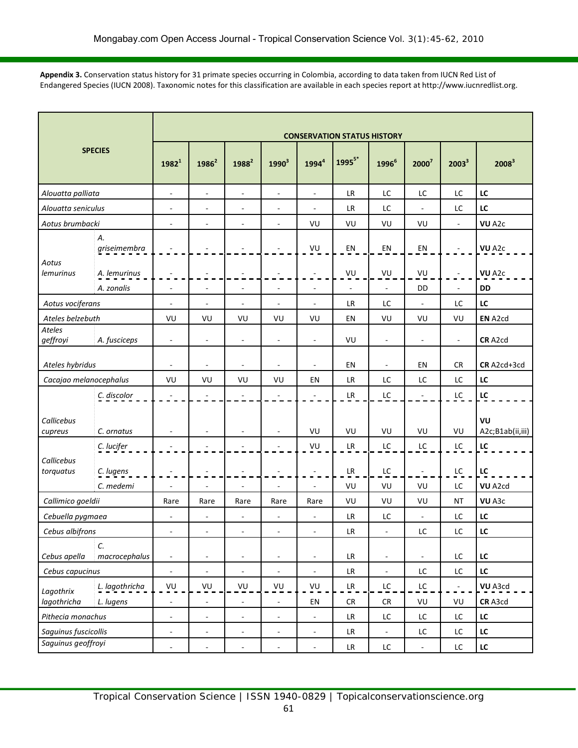**Appendix 3.** Conservation status history for 31 primate species occurring in Colombia, according to data taken from IUCN Red List of Endangered Species (IUCN 2008). Taxonomic notes for this classification are available in each species report at http://www.iucnredlist.org.

| SPECIES | | CONSERVATION STATUS HISTORY | | | | | | | | | |
|---|---|---|---|---|---|---|---|---|---|---|---|
| | | 1982[1] | 1986[2] | 1988[2] | 1990[3] | 1994[4] | 1995[5*] | 1996[6] | 2000[7] | 2003[3] | 2008[3] |
| *Alouatta palliata* | | - | - | - | - | - | LR | LC | LC | LC | **LC** |
| *Alouatta seniculus* | | - | - | - | - | - | LR | LC | - | LC | **LC** |
| *Aotus brumbacki* | | - | - | - | - | VU | VU | VU | VU | - | **VU** A2c |
| *Aotus lemurinus* | *A. griseimembra* | - | - | - | - | VU | EN | EN | EN | - | **VU** A2c |
| | *A. lemurinus* | - | - | - | - | - | VU | VU | VU | - | **VU** A2c |
| | *A. zonalis* | - | - | - | - | - | - | - | DD | - | **DD** |
| *Aotus vociferans* | | - | - | - | - | - | LR | LC | - | LC | **LC** |
| *Ateles belzebuth* | | VU | VU | VU | VU | VU | EN | VU | VU | VU | **EN** A2cd |
| *Ateles geffroyi* | *A. fusciceps* | - | - | - | - | - | VU | - | - | - | **CR** A2cd |
| *Ateles hybridus* | | - | - | - | - | - | EN | - | EN | CR | **CR** A2cd+3cd |
| *Cacajao melanocephalus* | | VU | VU | VU | VU | EN | LR | LC | LC | LC | **LC** |
| *Callicebus cupreus* | *C. discolor* | - | - | - | - | - | LR | LC | - | LC | **LC** |
| | *C. ornatus* | - | - | - | - | VU | VU | VU | VU | VU | **VU** A2c;B1ab(ii,iii) |
| *Callicebus torquatus* | *C. lucifer* | - | - | - | - | VU | LR | LC | LC | LC | **LC** |
| | *C. lugens* | - | - | - | - | - | LR | LC | - | LC | **LC** |
| | *C. medemi* | - | - | - | - | - | VU | VU | VU | LC | **VU** A2cd |
| *Callimico goeldii* | | Rare | Rare | Rare | Rare | Rare | VU | VU | VU | NT | **VU** A3c |
| *Cebuella pygmaea* | | - | - | - | - | - | LR | LC | - | LC | **LC** |
| *Cebus albifrons* | | - | - | - | - | - | LR | - | LC | LC | **LC** |
| *Cebus apella* | *C. macrocephalus* | - | - | - | - | - | LR | - | - | LC | **LC** |
| *Cebus capucinus* | | - | - | - | - | - | LR | - | LC | LC | **LC** |
| *Lagothrix lagothricha* | *L. lagothricha* | VU | VU | VU | VU | VU | LR | LC | LC | - | **VU** A3cd |
| | *L. lugens* | - | - | - | - | EN | CR | CR | VU | VU | **CR** A3cd |
| *Pithecia monachus* | | - | - | - | - | - | LR | LC | LC | LC | **LC** |
| *Saguinus fuscicollis* | | - | - | - | - | - | LR | - | LC | LC | **LC** |
| *Saguinus geoffroyi* | | - | - | - | - | - | LR | LC | - | LC | **LC** |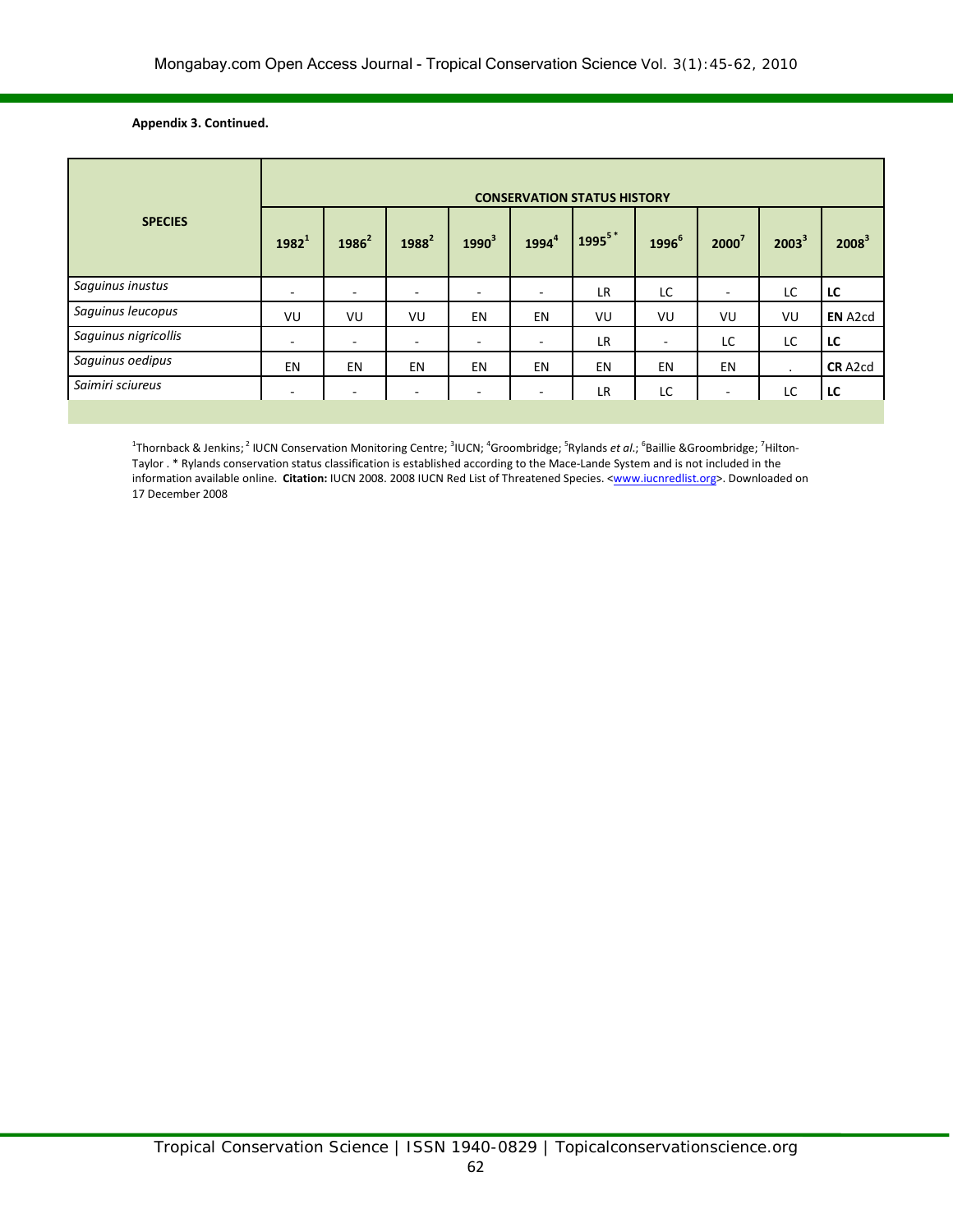**Appendix 3. Continued.**

| SPECIES | CONSERVATION STATUS HISTORY | | | | | | | | | |
|---|---|---|---|---|---|---|---|---|---|---|
| | 1982[1] | 1986[2] | 1988[2] | 1990[3] | 1994[4] | 1995[5*] | 1996[6] | 2000[7] | 2003[3] | 2008[3] |
| *Saguinus inustus* | - | - | - | - | - | LR | LC | - | LC | **LC** |
| *Saguinus leucopus* | VU | VU | VU | EN | EN | VU | VU | VU | VU | **EN** A2cd |
| *Saguinus nigricollis* | - | - | - | - | - | LR | - | LC | LC | **LC** |
| *Saguinus oedipus* | EN | EN | EN | EN | EN | EN | EN | EN | . | **CR** A2cd |
| *Saimiri sciureus* | - | - | - | - | - | LR | LC | - | LC | **LC** |

[1]Thornback & Jenkins; [2] IUCN Conservation Monitoring Centre; [3]IUCN; [4]Groombridge; [5]Rylands *et al*.; [6]Baillie &Groombridge; [7]Hilton-Taylor . * Rylands conservation status classification is established according to the Mace-Lande System and is not included in the information available online. **Citation:** IUCN 2008. 2008 IUCN Red List of Threatened Species. <www.iucnredlist.org>. Downloaded on 17 December 2008